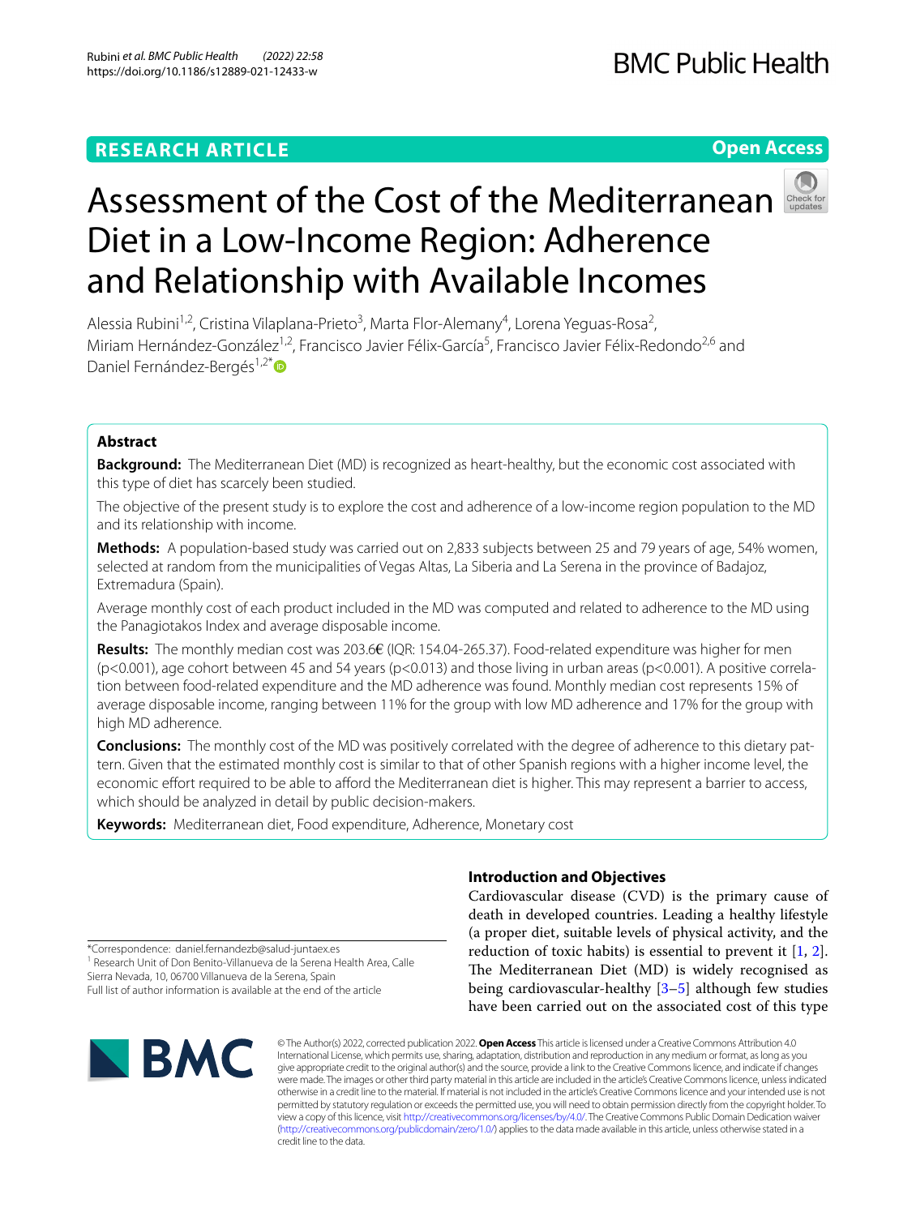**RESEARCH ARTICLE**

**Open Access**

# Assessment of the Cost of the Mediterranean Diet in a Low-Income Region: Adherence and Relationship with Available Incomes

Alessia Rubini[1,2], Cristina Vilaplana-Prieto[3], Marta Flor-Alemany[4], Lorena Yeguas-Rosa[2], Miriam Hernández-González[1,2], Francisco Javier Félix-García[5], Francisco Javier Félix-Redondo[2,6] and Daniel Fernández-Bergés[1,2*]

## Abstract

**Background:** The Mediterranean Diet (MD) is recognized as heart-healthy, but the economic cost associated with this type of diet has scarcely been studied.

The objective of the present study is to explore the cost and adherence of a low-income region population to the MD and its relationship with income.

**Methods:** A population-based study was carried out on 2,833 subjects between 25 and 79 years of age, 54% women, selected at random from the municipalities of Vegas Altas, La Siberia and La Serena in the province of Badajoz, Extremadura (Spain).

Average monthly cost of each product included in the MD was computed and related to adherence to the MD using the Panagiotakos Index and average disposable income.

**Results:** The monthly median cost was 203.6€ (IQR: 154.04-265.37). Food-related expenditure was higher for men ($p<0.001$), age cohort between 45 and 54 years ($p<0.013$) and those living in urban areas ($p<0.001$). A positive correlation between food-related expenditure and the MD adherence was found. Monthly median cost represents 15% of average disposable income, ranging between 11% for the group with low MD adherence and 17% for the group with high MD adherence.

**Conclusions:** The monthly cost of the MD was positively correlated with the degree of adherence to this dietary pattern. Given that the estimated monthly cost is similar to that of other Spanish regions with a higher income level, the economic effort required to be able to afford the Mediterranean diet is higher. This may represent a barrier to access, which should be analyzed in detail by public decision-makers.

**Keywords:** Mediterranean diet, Food expenditure, Adherence, Monetary cost

## Introduction and Objectives

Cardiovascular disease (CVD) is the primary cause of death in developed countries. Leading a healthy lifestyle (a proper diet, suitable levels of physical activity, and the reduction of toxic habits) is essential to prevent it [1, 2]. The Mediterranean Diet (MD) is widely recognised as being cardiovascular-healthy [3–5] although few studies have been carried out on the associated cost of this type

*Correspondence: daniel.fernandezb@salud-juntaex.es
[1] Research Unit of Don Benito-Villanueva de la Serena Health Area, Calle Sierra Nevada, 10, 06700 Villanueva de la Serena, Spain
Full list of author information is available at the end of the article

© The Author(s) 2022, corrected publication 2022. **Open Access** This article is licensed under a Creative Commons Attribution 4.0 International License, which permits use, sharing, adaptation, distribution and reproduction in any medium or format, as long as you give appropriate credit to the original author(s) and the source, provide a link to the Creative Commons licence, and indicate if changes were made. The images or other third party material in this article are included in the article's Creative Commons licence, unless indicated otherwise in a credit line to the material. If material is not included in the article's Creative Commons licence and your intended use is not permitted by statutory regulation or exceeds the permitted use, you will need to obtain permission directly from the copyright holder. To view a copy of this licence, visit http://creativecommons.org/licenses/by/4.0/. The Creative Commons Public Domain Dedication waiver (http://creativecommons.org/publicdomain/zero/1.0/) applies to the data made available in this article, unless otherwise stated in a credit line to the data.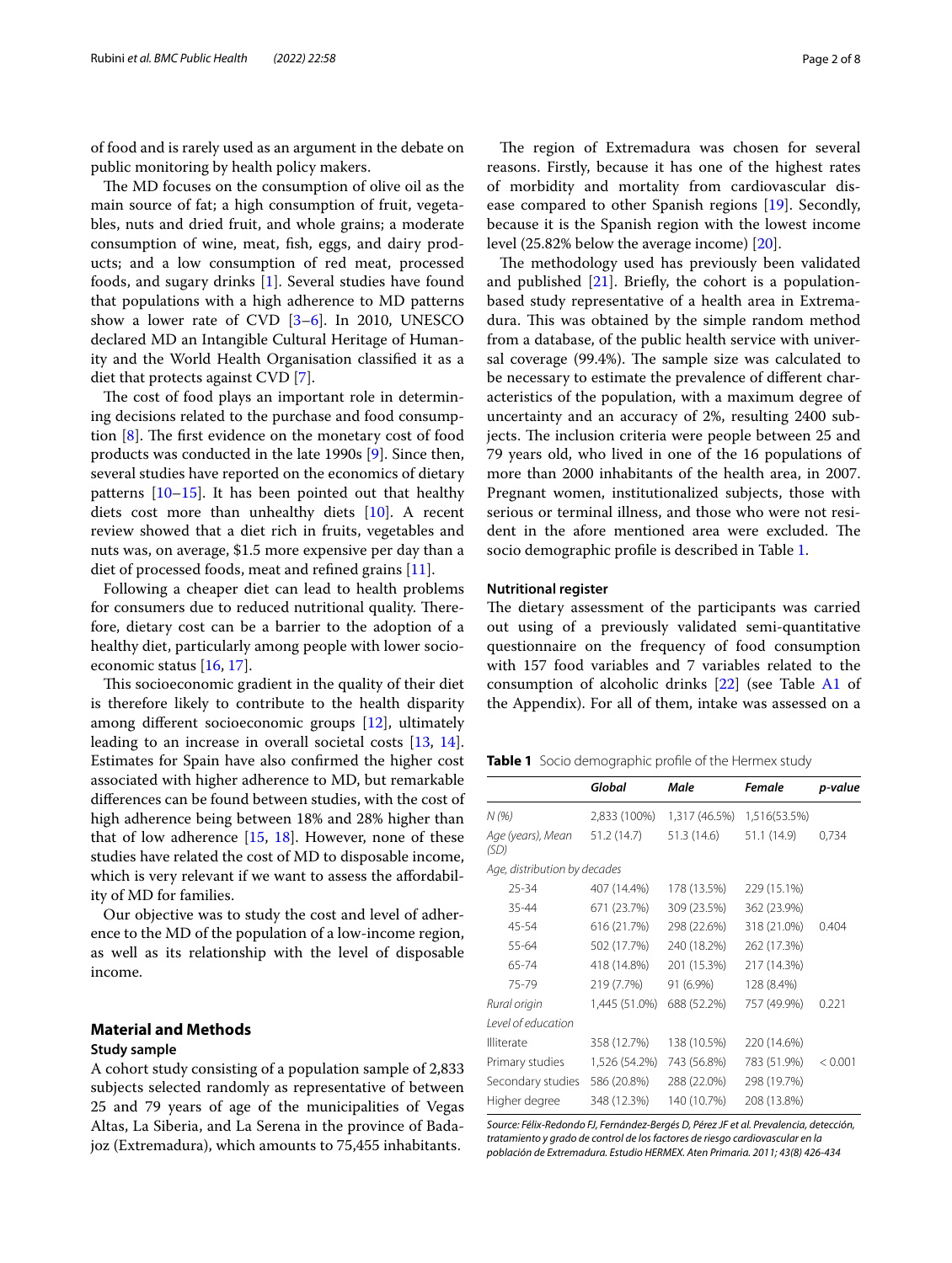of food and is rarely used as an argument in the debate on public monitoring by health policy makers.

The MD focuses on the consumption of olive oil as the main source of fat; a high consumption of fruit, vegetables, nuts and dried fruit, and whole grains; a moderate consumption of wine, meat, fish, eggs, and dairy products; and a low consumption of red meat, processed foods, and sugary drinks [1]. Several studies have found that populations with a high adherence to MD patterns show a lower rate of CVD [3–6]. In 2010, UNESCO declared MD an Intangible Cultural Heritage of Humanity and the World Health Organisation classified it as a diet that protects against CVD [7].

The cost of food plays an important role in determining decisions related to the purchase and food consumption [8]. The first evidence on the monetary cost of food products was conducted in the late 1990s [9]. Since then, several studies have reported on the economics of dietary patterns [10–15]. It has been pointed out that healthy diets cost more than unhealthy diets [10]. A recent review showed that a diet rich in fruits, vegetables and nuts was, on average, $1.5 more expensive per day than a diet of processed foods, meat and refined grains [11].

Following a cheaper diet can lead to health problems for consumers due to reduced nutritional quality. Therefore, dietary cost can be a barrier to the adoption of a healthy diet, particularly among people with lower socioeconomic status [16, 17].

This socioeconomic gradient in the quality of their diet is therefore likely to contribute to the health disparity among different socioeconomic groups [12], ultimately leading to an increase in overall societal costs [13, 14]. Estimates for Spain have also confirmed the higher cost associated with higher adherence to MD, but remarkable differences can be found between studies, with the cost of high adherence being between 18% and 28% higher than that of low adherence [15, 18]. However, none of these studies have related the cost of MD to disposable income, which is very relevant if we want to assess the affordability of MD for families.

Our objective was to study the cost and level of adherence to the MD of the population of a low-income region, as well as its relationship with the level of disposable income.

## Material and Methods

### Study sample

A cohort study consisting of a population sample of 2,833 subjects selected randomly as representative of between 25 and 79 years of age of the municipalities of Vegas Altas, La Siberia, and La Serena in the province of Badajoz (Extremadura), which amounts to 75,455 inhabitants.

The region of Extremadura was chosen for several reasons. Firstly, because it has one of the highest rates of morbidity and mortality from cardiovascular disease compared to other Spanish regions [19]. Secondly, because it is the Spanish region with the lowest income level (25.82% below the average income) [20].

The methodology used has previously been validated and published [21]. Briefly, the cohort is a population-based study representative of a health area in Extremadura. This was obtained by the simple random method from a database, of the public health service with universal coverage (99.4%). The sample size was calculated to be necessary to estimate the prevalence of different characteristics of the population, with a maximum degree of uncertainty and an accuracy of 2%, resulting 2400 subjects. The inclusion criteria were people between 25 and 79 years old, who lived in one of the 16 populations of more than 2000 inhabitants of the health area, in 2007. Pregnant women, institutionalized subjects, those with serious or terminal illness, and those who were not resident in the afore mentioned area were excluded. The socio demographic profile is described in Table 1.

### Nutritional register

The dietary assessment of the participants was carried out using of a previously validated semi-quantitative questionnaire on the frequency of food consumption with 157 food variables and 7 variables related to the consumption of alcoholic drinks [22] (see Table A1 of the Appendix). For all of them, intake was assessed on a

**Table 1** Socio demographic profile of the Hermex study

| | *Global* | *Male* | *Female* | *p-value* |
|---|---|---|---|---|
| *N (%)* | 2,833 (100%) | 1,317 (46.5%) | 1,516(53.5%) | |
| *Age (years), Mean (SD)* | 51.2 (14.7) | 51.3 (14.6) | 51.1 (14.9) | 0,734 |
| *Age, distribution by decades* | | | | |
| 25-34 | 407 (14.4%) | 178 (13.5%) | 229 (15.1%) | |
| 35-44 | 671 (23.7%) | 309 (23.5%) | 362 (23.9%) | |
| 45-54 | 616 (21.7%) | 298 (22.6%) | 318 (21.0%) | 0.404 |
| 55-64 | 502 (17.7%) | 240 (18.2%) | 262 (17.3%) | |
| 65-74 | 418 (14.8%) | 201 (15.3%) | 217 (14.3%) | |
| 75-79 | 219 (7.7%) | 91 (6.9%) | 128 (8.4%) | |
| *Rural origin* | 1,445 (51.0%) | 688 (52.2%) | 757 (49.9%) | 0.221 |
| *Level of education* | | | | |
| Illiterate | 358 (12.7%) | 138 (10.5%) | 220 (14.6%) | |
| Primary studies | 1,526 (54.2%) | 743 (56.8%) | 783 (51.9%) | < 0.001 |
| Secondary studies | 586 (20.8%) | 288 (22.0%) | 298 (19.7%) | |
| Higher degree | 348 (12.3%) | 140 (10.7%) | 208 (13.8%) | |

*Source: Félix-Redondo FJ, Fernández-Bergés D, Pérez JF et al. Prevalencia, detección, tratamiento y grado de control de los factores de riesgo cardiovascular en la población de Extremadura. Estudio HERMEX. Aten Primaria. 2011; 43(8) 426-434*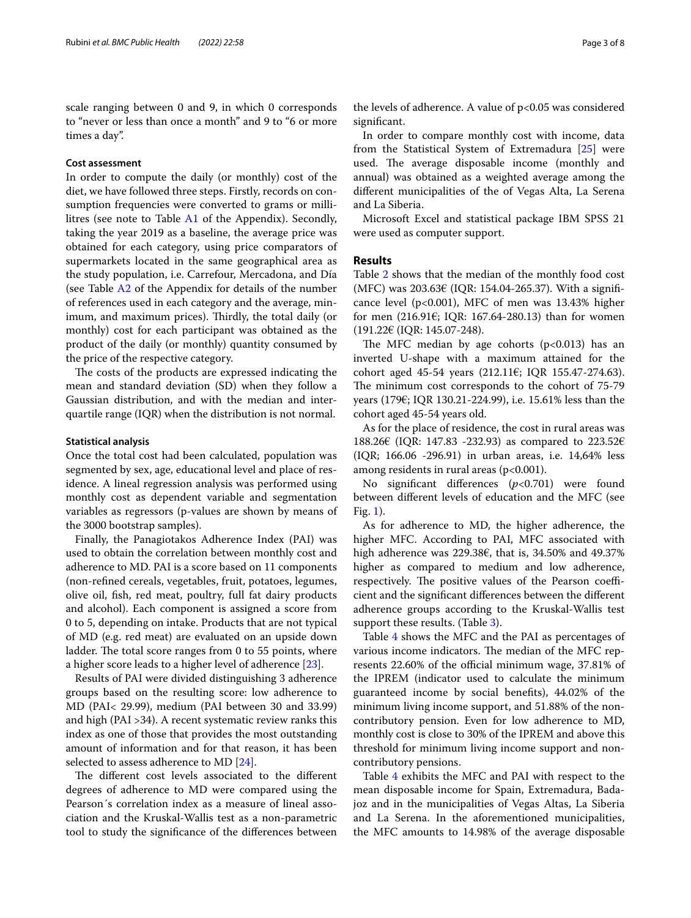scale ranging between 0 and 9, in which 0 corresponds to "never or less than once a month" and 9 to "6 or more times a day".

### Cost assessment

In order to compute the daily (or monthly) cost of the diet, we have followed three steps. Firstly, records on consumption frequencies were converted to grams or millilitres (see note to Table A1 of the Appendix). Secondly, taking the year 2019 as a baseline, the average price was obtained for each category, using price comparators of supermarkets located in the same geographical area as the study population, i.e. Carrefour, Mercadona, and Día (see Table A2 of the Appendix for details of the number of references used in each category and the average, minimum, and maximum prices). Thirdly, the total daily (or monthly) cost for each participant was obtained as the product of the daily (or monthly) quantity consumed by the price of the respective category.

The costs of the products are expressed indicating the mean and standard deviation (SD) when they follow a Gaussian distribution, and with the median and interquartile range (IQR) when the distribution is not normal.

### Statistical analysis

Once the total cost had been calculated, population was segmented by sex, age, educational level and place of residence. A lineal regression analysis was performed using monthly cost as dependent variable and segmentation variables as regressors (p-values are shown by means of the 3000 bootstrap samples).

Finally, the Panagiotakos Adherence Index (PAI) was used to obtain the correlation between monthly cost and adherence to MD. PAI is a score based on 11 components (non-refined cereals, vegetables, fruit, potatoes, legumes, olive oil, fish, red meat, poultry, full fat dairy products and alcohol). Each component is assigned a score from 0 to 5, depending on intake. Products that are not typical of MD (e.g. red meat) are evaluated on an upside down ladder. The total score ranges from 0 to 55 points, where a higher score leads to a higher level of adherence [23].

Results of PAI were divided distinguishing 3 adherence groups based on the resulting score: low adherence to MD (PAI< 29.99), medium (PAI between 30 and 33.99) and high (PAI >34). A recent systematic review ranks this index as one of those that provides the most outstanding amount of information and for that reason, it has been selected to assess adherence to MD [24].

The different cost levels associated to the different degrees of adherence to MD were compared using the Pearson´s correlation index as a measure of lineal association and the Kruskal-Wallis test as a non-parametric tool to study the significance of the differences between the levels of adherence. A value of $p<0.05$ was considered significant.

In order to compare monthly cost with income, data from the Statistical System of Extremadura [25] were used. The average disposable income (monthly and annual) was obtained as a weighted average among the different municipalities of the of Vegas Alta, La Serena and La Siberia.

Microsoft Excel and statistical package IBM SPSS 21 were used as computer support.

## Results

Table 2 shows that the median of the monthly food cost (MFC) was 203.63€ (IQR: 154.04-265.37). With a significance level ($p<0.001$), MFC of men was 13.43% higher for men (216.91€; IQR: 167.64-280.13) than for women (191.22€ (IQR: 145.07-248).

The MFC median by age cohorts ($p<0.013$) has an inverted U-shape with a maximum attained for the cohort aged 45-54 years (212.11€; IQR 155.47-274.63). The minimum cost corresponds to the cohort of 75-79 years (179€; IQR 130.21-224.99), i.e. 15.61% less than the cohort aged 45-54 years old.

As for the place of residence, the cost in rural areas was 188.26€ (IQR: 147.83 -232.93) as compared to 223.52€ (IQR; 166.06 -296.91) in urban areas, i.e. 14,64% less among residents in rural areas ($p<0.001$).

No significant differences (*p*<0.701) were found between different levels of education and the MFC (see Fig. 1).

As for adherence to MD, the higher adherence, the higher MFC. According to PAI, MFC associated with high adherence was 229.38€, that is, 34.50% and 49.37% higher as compared to medium and low adherence, respectively. The positive values of the Pearson coefficient and the significant differences between the different adherence groups according to the Kruskal-Wallis test support these results. (Table 3).

Table 4 shows the MFC and the PAI as percentages of various income indicators. The median of the MFC represents 22.60% of the official minimum wage, 37.81% of the IPREM (indicator used to calculate the minimum guaranteed income by social benefits), 44.02% of the minimum living income support, and 51.88% of the non-contributory pension. Even for low adherence to MD, monthly cost is close to 30% of the IPREM and above this threshold for minimum living income support and non-contributory pensions.

Table 4 exhibits the MFC and PAI with respect to the mean disposable income for Spain, Extremadura, Badajoz and in the municipalities of Vegas Altas, La Siberia and La Serena. In the aforementioned municipalities, the MFC amounts to 14.98% of the average disposable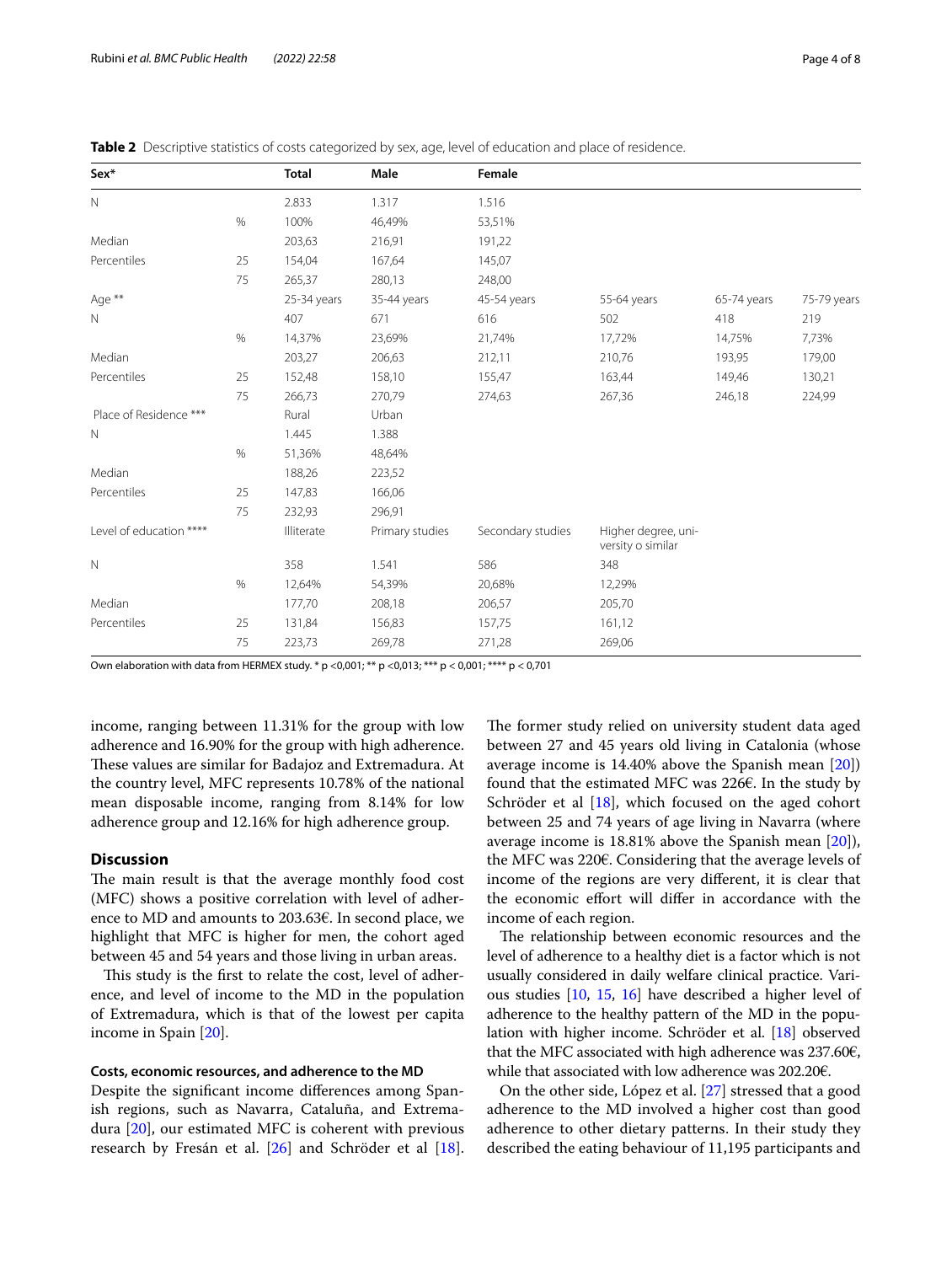**Table 2** Descriptive statistics of costs categorized by sex, age, level of education and place of residence.

| Sex* | | Total | Male | Female | | | |
|---|---|---|---|---|---|---|---|
| N | | 2.833 | 1.317 | 1.516 | | | |
| | % | 100% | 46,49% | 53,51% | | | |
| Median | | 203,63 | 216,91 | 191,22 | | | |
| Percentiles | 25 | 154,04 | 167,64 | 145,07 | | | |
| | 75 | 265,37 | 280,13 | 248,00 | | | |
| Age ** | | 25-34 years | 35-44 years | 45-54 years | 55-64 years | 65-74 years | 75-79 years |
| N | | 407 | 671 | 616 | 502 | 418 | 219 |
| | % | 14,37% | 23,69% | 21,74% | 17,72% | 14,75% | 7,73% |
| Median | | 203,27 | 206,63 | 212,11 | 210,76 | 193,95 | 179,00 |
| Percentiles | 25 | 152,48 | 158,10 | 155,47 | 163,44 | 149,46 | 130,21 |
| | 75 | 266,73 | 270,79 | 274,63 | 267,36 | 246,18 | 224,99 |
| Place of Residence *** | | Rural | Urban | | | | |
| N | | 1.445 | 1.388 | | | | |
| | % | 51,36% | 48,64% | | | | |
| Median | | 188,26 | 223,52 | | | | |
| Percentiles | 25 | 147,83 | 166,06 | | | | |
| | 75 | 232,93 | 296,91 | | | | |
| Level of education **** | | Illiterate | Primary studies | Secondary studies | Higher degree, university o similar | | |
| N | | 358 | 1.541 | 586 | 348 | | |
| | % | 12,64% | 54,39% | 20,68% | 12,29% | | |
| Median | | 177,70 | 208,18 | 206,57 | 205,70 | | |
| Percentiles | 25 | 131,84 | 156,83 | 157,75 | 161,12 | | |
| | 75 | 223,73 | 269,78 | 271,28 | 269,06 | | |

Own elaboration with data from HERMEX study. * p <0,001; ** p <0,013; *** p < 0,001; **** p < 0,701

income, ranging between 11.31% for the group with low adherence and 16.90% for the group with high adherence. These values are similar for Badajoz and Extremadura. At the country level, MFC represents 10.78% of the national mean disposable income, ranging from 8.14% for low adherence group and 12.16% for high adherence group.

## Discussion

The main result is that the average monthly food cost (MFC) shows a positive correlation with level of adherence to MD and amounts to 203.63€. In second place, we highlight that MFC is higher for men, the cohort aged between 45 and 54 years and those living in urban areas.

This study is the first to relate the cost, level of adherence, and level of income to the MD in the population of Extremadura, which is that of the lowest per capita income in Spain [20].

### Costs, economic resources, and adherence to the MD

Despite the significant income differences among Spanish regions, such as Navarra, Cataluña, and Extremadura [20], our estimated MFC is coherent with previous research by Fresán et al. [26] and Schröder et al [18]. The former study relied on university student data aged between 27 and 45 years old living in Catalonia (whose average income is 14.40% above the Spanish mean [20]) found that the estimated MFC was 226€. In the study by Schröder et al [18], which focused on the aged cohort between 25 and 74 years of age living in Navarra (where average income is 18.81% above the Spanish mean [20]), the MFC was 220€. Considering that the average levels of income of the regions are very different, it is clear that the economic effort will differ in accordance with the income of each region.

The relationship between economic resources and the level of adherence to a healthy diet is a factor which is not usually considered in daily welfare clinical practice. Various studies [10, 15, 16] have described a higher level of adherence to the healthy pattern of the MD in the population with higher income. Schröder et al. [18] observed that the MFC associated with high adherence was 237.60€, while that associated with low adherence was 202.20€.

On the other side, López et al. [27] stressed that a good adherence to the MD involved a higher cost than good adherence to other dietary patterns. In their study they described the eating behaviour of 11,195 participants and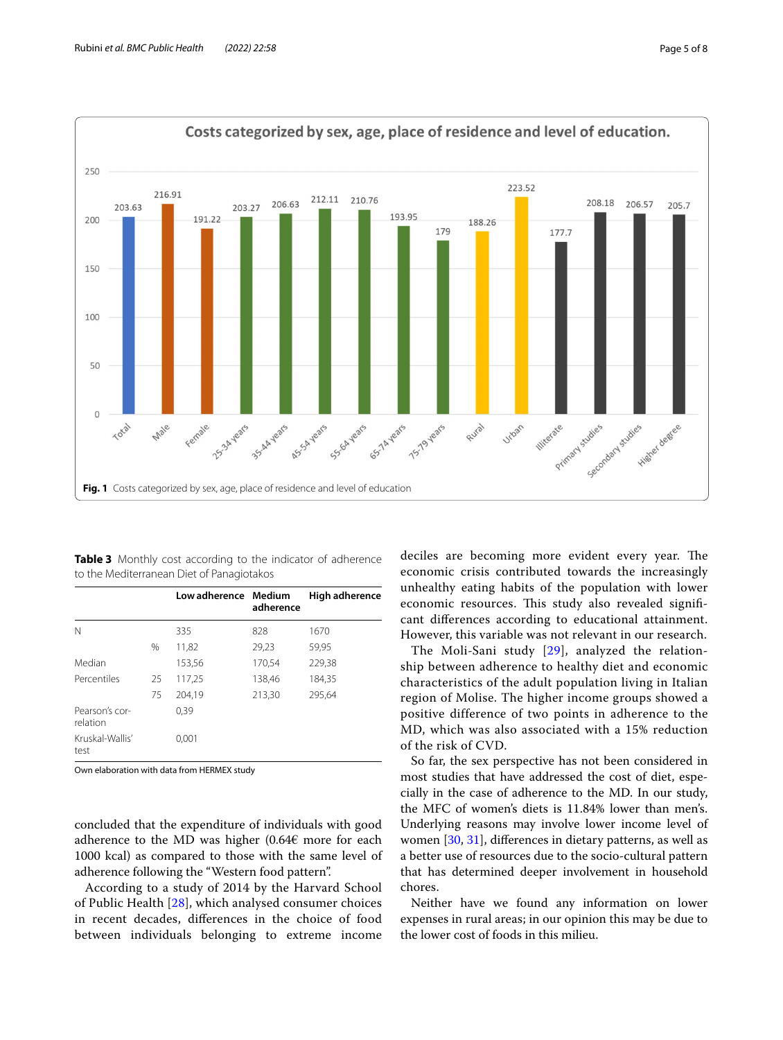Fig. 1 Costs categorized by sex, age, place of residence and level of education

**Table 3** Monthly cost according to the indicator of adherence to the Mediterranean Diet of Panagiotakos

| | | Low adherence | Medium adherence | High adherence |
|---|---|---|---|---|
| N | | 335 | 828 | 1670 |
| | % | 11,82 | 29,23 | 59,95 |
| Median | | 153,56 | 170,54 | 229,38 |
| Percentiles | 25 | 117,25 | 138,46 | 184,35 |
| | 75 | 204,19 | 213,30 | 295,64 |
| Pearson's correlation | | 0,39 | | |
| Kruskal-Wallis' test | | 0,001 | | |

Own elaboration with data from HERMEX study

concluded that the expenditure of individuals with good adherence to the MD was higher (0.64€ more for each 1000 kcal) as compared to those with the same level of adherence following the "Western food pattern".

According to a study of 2014 by the Harvard School of Public Health [28], which analysed consumer choices in recent decades, differences in the choice of food between individuals belonging to extreme income deciles are becoming more evident every year. The economic crisis contributed towards the increasingly unhealthy eating habits of the population with lower economic resources. This study also revealed significant differences according to educational attainment. However, this variable was not relevant in our research.

The Moli-Sani study [29], analyzed the relationship between adherence to healthy diet and economic characteristics of the adult population living in Italian region of Molise. The higher income groups showed a positive difference of two points in adherence to the MD, which was also associated with a 15% reduction of the risk of CVD.

So far, the sex perspective has not been considered in most studies that have addressed the cost of diet, especially in the case of adherence to the MD. In our study, the MFC of women's diets is 11.84% lower than men's. Underlying reasons may involve lower income level of women [30, 31], differences in dietary patterns, as well as a better use of resources due to the socio-cultural pattern that has determined deeper involvement in household chores.

Neither have we found any information on lower expenses in rural areas; in our opinion this may be due to the lower cost of foods in this milieu.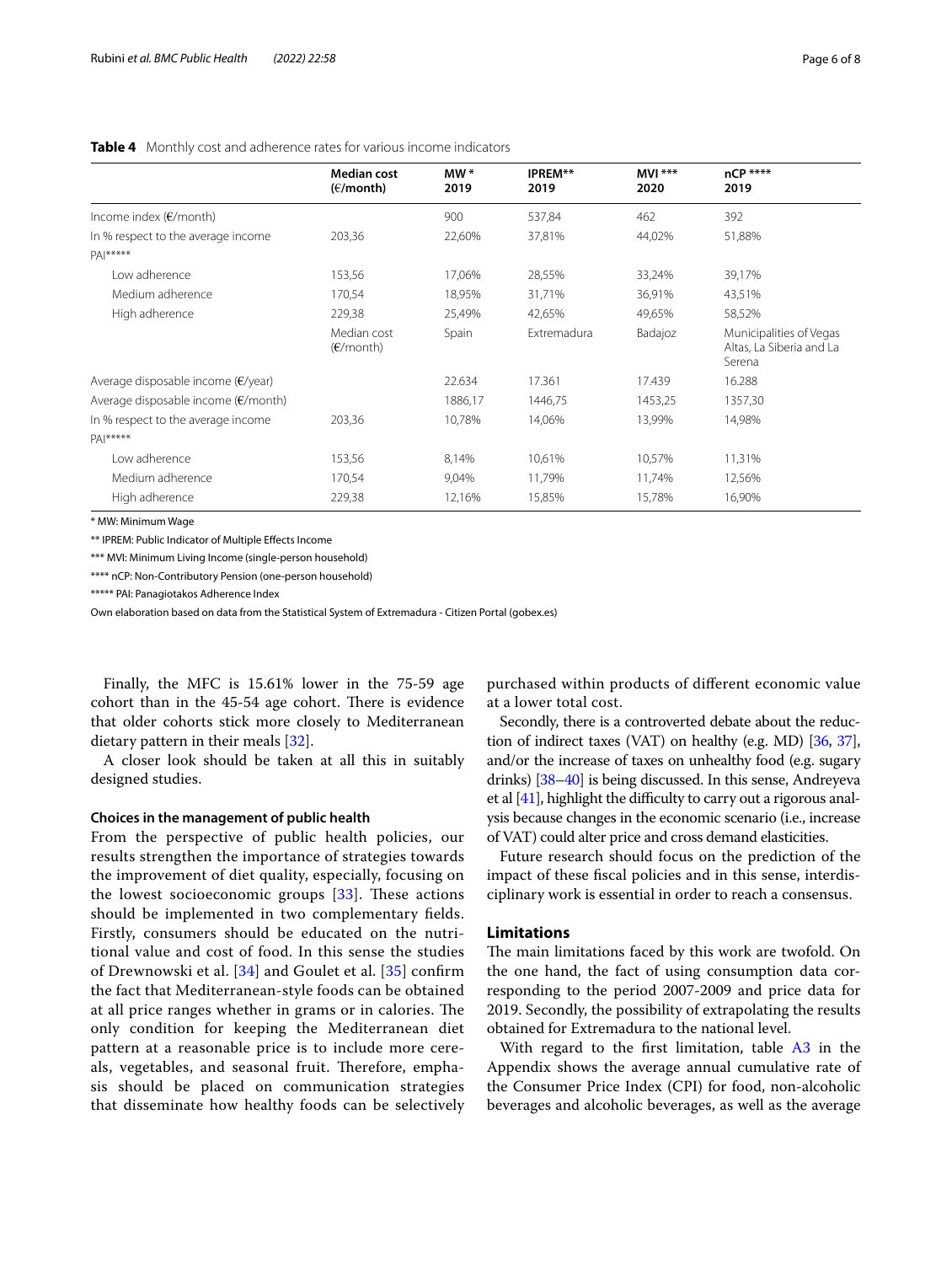**Table 4** Monthly cost and adherence rates for various income indicators

| | Median cost (€/month) | MW * 2019 | IPREM** 2019 | MVI *** 2020 | nCP **** 2019 |
|---|---|---|---|---|---|
| Income index (€/month) | | 900 | 537,84 | 462 | 392 |
| In % respect to the average income | 203,36 | 22,60% | 37,81% | 44,02% | 51,88% |
| PAI***** | | | | | |
| Low adherence | 153,56 | 17,06% | 28,55% | 33,24% | 39,17% |
| Medium adherence | 170,54 | 18,95% | 31,71% | 36,91% | 43,51% |
| High adherence | 229,38 | 25,49% | 42,65% | 49,65% | 58,52% |
| | Median cost (€/month) | Spain | Extremadura | Badajoz | Municipalities of Vegas Altas, La Siberia and La Serena |
| Average disposable income (€/year) | | 22.634 | 17.361 | 17.439 | 16.288 |
| Average disposable income (€/month) | | 1886,17 | 1446,75 | 1453,25 | 1357,30 |
| In % respect to the average income | 203,36 | 10,78% | 14,06% | 13,99% | 14,98% |
| PAI***** | | | | | |
| Low adherence | 153,56 | 8,14% | 10,61% | 10,57% | 11,31% |
| Medium adherence | 170,54 | 9,04% | 11,79% | 11,74% | 12,56% |
| High adherence | 229,38 | 12,16% | 15,85% | 15,78% | 16,90% |

* MW: Minimum Wage

** IPREM: Public Indicator of Multiple Effects Income

*** MVI: Minimum Living Income (single-person household)

**** nCP: Non-Contributory Pension (one-person household)

***** PAI: Panagiotakos Adherence Index

Own elaboration based on data from the Statistical System of Extremadura - Citizen Portal (gobex.es)

Finally, the MFC is 15.61% lower in the 75-59 age cohort than in the 45-54 age cohort. There is evidence that older cohorts stick more closely to Mediterranean dietary pattern in their meals [32].

A closer look should be taken at all this in suitably designed studies.

#### Choices in the management of public health

From the perspective of public health policies, our results strengthen the importance of strategies towards the improvement of diet quality, especially, focusing on the lowest socioeconomic groups [33]. These actions should be implemented in two complementary fields. Firstly, consumers should be educated on the nutritional value and cost of food. In this sense the studies of Drewnowski et al. [34] and Goulet et al. [35] confirm the fact that Mediterranean-style foods can be obtained at all price ranges whether in grams or in calories. The only condition for keeping the Mediterranean diet pattern at a reasonable price is to include more cereals, vegetables, and seasonal fruit. Therefore, emphasis should be placed on communication strategies that disseminate how healthy foods can be selectively purchased within products of different economic value at a lower total cost.

Secondly, there is a controverted debate about the reduction of indirect taxes (VAT) on healthy (e.g. MD) [36, 37], and/or the increase of taxes on unhealthy food (e.g. sugary drinks) [38–40] is being discussed. In this sense, Andreyeva et al [41], highlight the difficulty to carry out a rigorous analysis because changes in the economic scenario (i.e., increase of VAT) could alter price and cross demand elasticities.

Future research should focus on the prediction of the impact of these fiscal policies and in this sense, interdisciplinary work is essential in order to reach a consensus.

### Limitations

The main limitations faced by this work are twofold. On the one hand, the fact of using consumption data corresponding to the period 2007-2009 and price data for 2019. Secondly, the possibility of extrapolating the results obtained for Extremadura to the national level.

With regard to the first limitation, table A3 in the Appendix shows the average annual cumulative rate of the Consumer Price Index (CPI) for food, non-alcoholic beverages and alcoholic beverages, as well as the average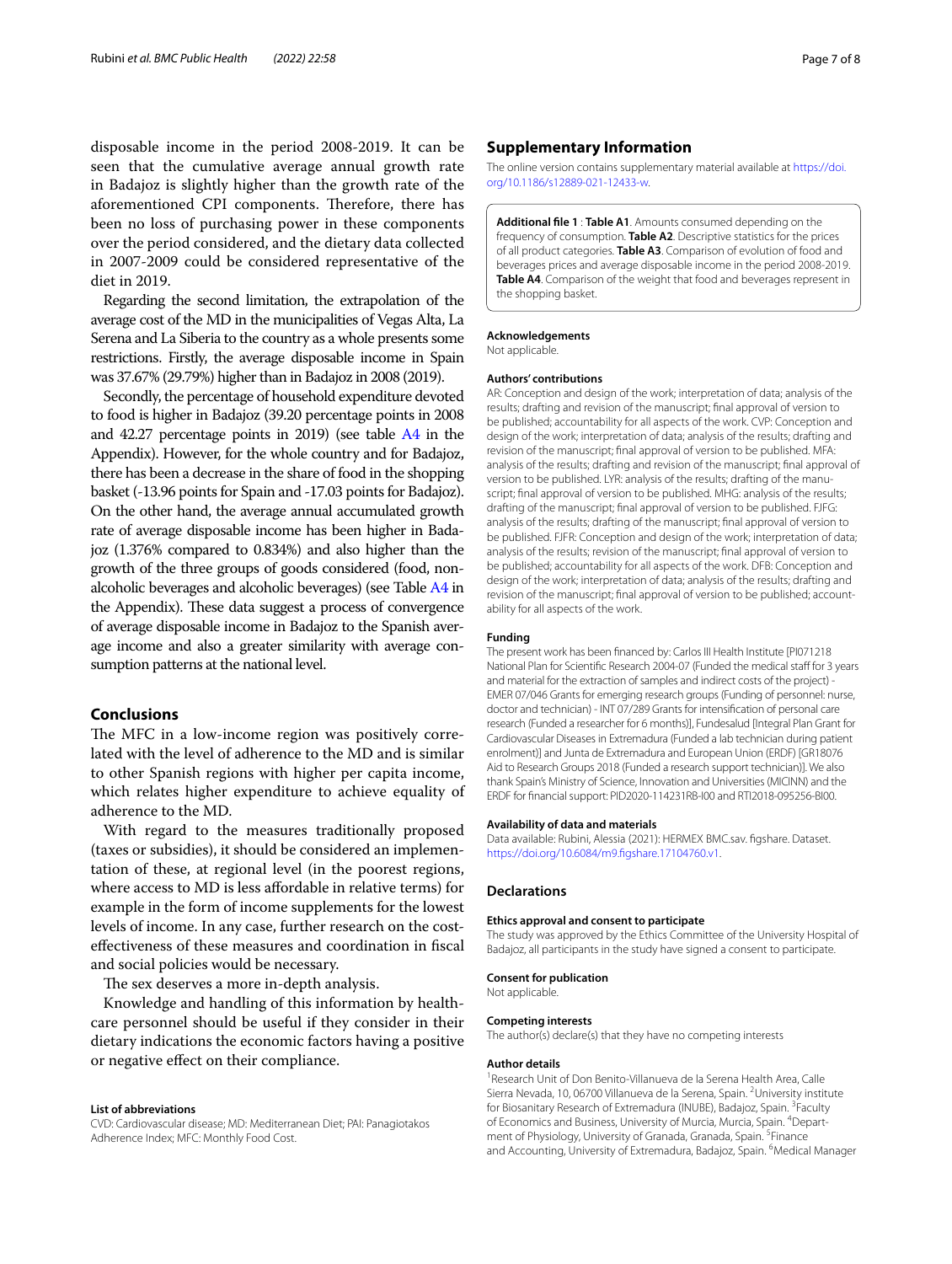disposable income in the period 2008-2019. It can be seen that the cumulative average annual growth rate in Badajoz is slightly higher than the growth rate of the aforementioned CPI components. Therefore, there has been no loss of purchasing power in these components over the period considered, and the dietary data collected in 2007-2009 could be considered representative of the diet in 2019.

Regarding the second limitation, the extrapolation of the average cost of the MD in the municipalities of Vegas Alta, La Serena and La Siberia to the country as a whole presents some restrictions. Firstly, the average disposable income in Spain was 37.67% (29.79%) higher than in Badajoz in 2008 (2019).

Secondly, the percentage of household expenditure devoted to food is higher in Badajoz (39.20 percentage points in 2008 and 42.27 percentage points in 2019) (see table A4 in the Appendix). However, for the whole country and for Badajoz, there has been a decrease in the share of food in the shopping basket (-13.96 points for Spain and -17.03 points for Badajoz). On the other hand, the average annual accumulated growth rate of average disposable income has been higher in Badajoz (1.376% compared to 0.834%) and also higher than the growth of the three groups of goods considered (food, non-alcoholic beverages and alcoholic beverages) (see Table A4 in the Appendix). These data suggest a process of convergence of average disposable income in Badajoz to the Spanish average income and also a greater similarity with average consumption patterns at the national level.

## Conclusions

The MFC in a low-income region was positively correlated with the level of adherence to the MD and is similar to other Spanish regions with higher per capita income, which relates higher expenditure to achieve equality of adherence to the MD.

With regard to the measures traditionally proposed (taxes or subsidies), it should be considered an implementation of these, at regional level (in the poorest regions, where access to MD is less affordable in relative terms) for example in the form of income supplements for the lowest levels of income. In any case, further research on the cost-effectiveness of these measures and coordination in fiscal and social policies would be necessary.

The sex deserves a more in-depth analysis.

Knowledge and handling of this information by healthcare personnel should be useful if they consider in their dietary indications the economic factors having a positive or negative effect on their compliance.

#### List of abbreviations

CVD: Cardiovascular disease; MD: Mediterranean Diet; PAI: Panagiotakos Adherence Index; MFC: Monthly Food Cost.

## Supplementary Information

The online version contains supplementary material available at https://doi.org/10.1186/s12889-021-12433-w.

**Additional file 1** : **Table A1**. Amounts consumed depending on the frequency of consumption. **Table A2**. Descriptive statistics for the prices of all product categories. **Table A3**. Comparison of evolution of food and beverages prices and average disposable income in the period 2008-2019. **Table A4**. Comparison of the weight that food and beverages represent in the shopping basket.

#### Acknowledgements

Not applicable.

#### Authors' contributions

AR: Conception and design of the work; interpretation of data; analysis of the results; drafting and revision of the manuscript; final approval of version to be published; accountability for all aspects of the work. CVP: Conception and design of the work; interpretation of data; analysis of the results; drafting and revision of the manuscript; final approval of version to be published. MFA: analysis of the results; drafting and revision of the manuscript; final approval of version to be published. LYR: analysis of the results; drafting of the manuscript; final approval of version to be published. MHG: analysis of the results; drafting of the manuscript; final approval of version to be published. FJFG: analysis of the results; drafting of the manuscript; final approval of version to be published. FJFR: Conception and design of the work; interpretation of data; analysis of the results; revision of the manuscript; final approval of version to be published; accountability for all aspects of the work. DFB: Conception and design of the work; interpretation of data; analysis of the results; drafting and revision of the manuscript; final approval of version to be published; accountability for all aspects of the work.

#### Funding

The present work has been financed by: Carlos III Health Institute [PI071218 National Plan for Scientific Research 2004-07 (Funded the medical staff for 3 years and material for the extraction of samples and indirect costs of the project) - EMER 07/046 Grants for emerging research groups (Funding of personnel: nurse, doctor and technician) - INT 07/289 Grants for intensification of personal care research (Funded a researcher for 6 months)], Fundesalud [Integral Plan Grant for Cardiovascular Diseases in Extremadura (Funded a lab technician during patient enrolment)] and Junta de Extremadura and European Union (ERDF) [GR18076 Aid to Research Groups 2018 (Funded a research support technician)]. We also thank Spain's Ministry of Science, Innovation and Universities (MICINN) and the ERDF for financial support: PID2020-114231RB-I00 and RTI2018-095256-BI00.

#### Availability of data and materials

Data available: Rubini, Alessia (2021): HERMEX BMC.sav. figshare. Dataset. https://doi.org/10.6084/m9.figshare.17104760.v1.

## Declarations

#### Ethics approval and consent to participate

The study was approved by the Ethics Committee of the University Hospital of Badajoz, all participants in the study have signed a consent to participate.

#### Consent for publication

Not applicable.

#### Competing interests

The author(s) declare(s) that they have no competing interests

#### Author details

[1]Research Unit of Don Benito-Villanueva de la Serena Health Area, Calle Sierra Nevada, 10, 06700 Villanueva de la Serena, Spain. [2]University institute for Biosanitary Research of Extremadura (INUBE), Badajoz, Spain. [3]Faculty of Economics and Business, University of Murcia, Murcia, Spain. [4]Department of Physiology, University of Granada, Granada, Spain. [5]Finance and Accounting, University of Extremadura, Badajoz, Spain. [6]Medical Manager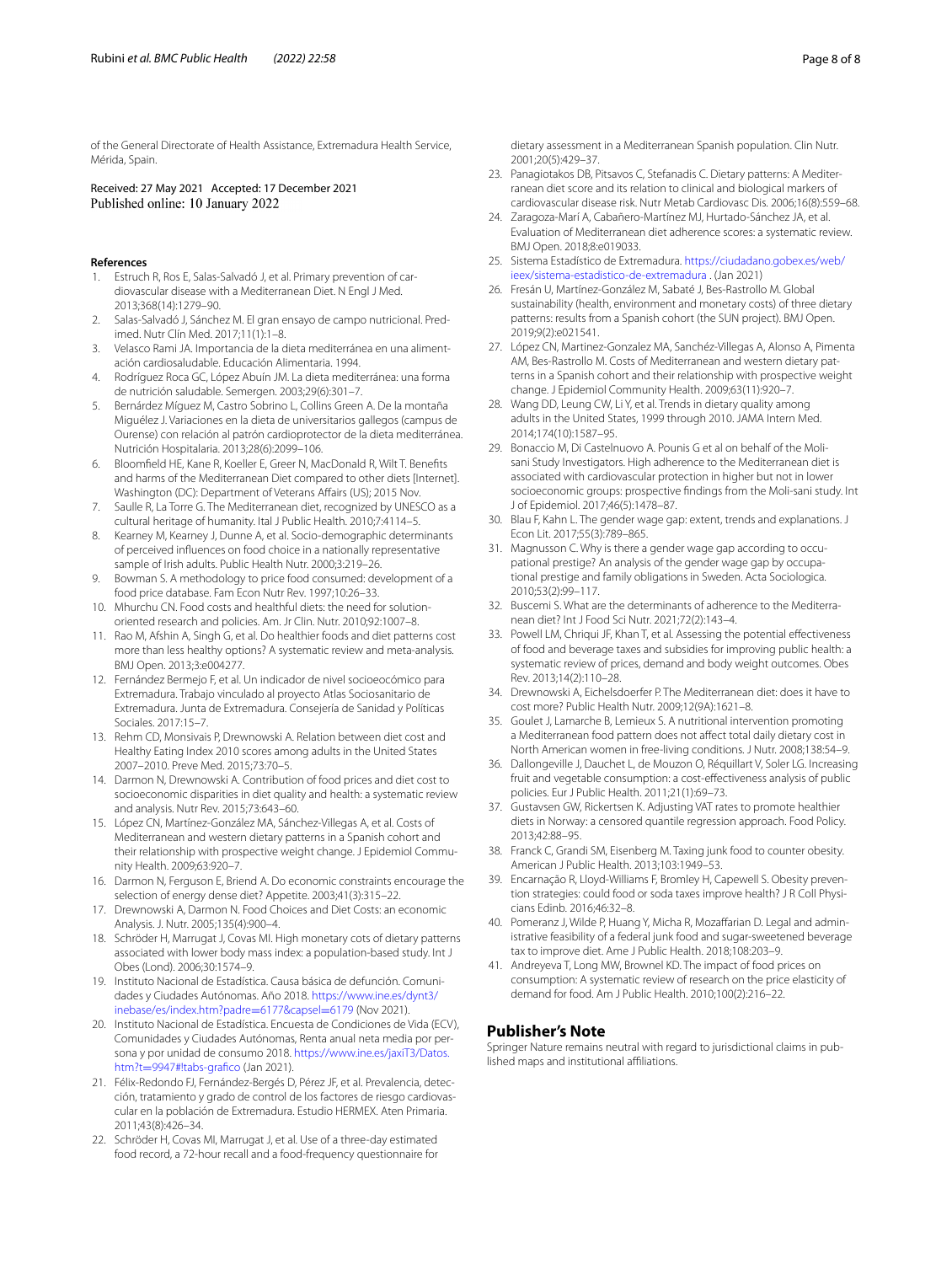of the General Directorate of Health Assistance, Extremadura Health Service, Mérida, Spain.

Received: 27 May 2021 Accepted: 17 December 2021
Published online: 10 January 2022

## References

1. Estruch R, Ros E, Salas-Salvadó J, et al. Primary prevention of cardiovascular disease with a Mediterranean Diet. N Engl J Med. 2013;368(14):1279–90.
2. Salas-Salvadó J, Sánchez M. El gran ensayo de campo nutricional. Predimed. Nutr Clín Med. 2017;11(1):1–8.
3. Velasco Rami JA. Importancia de la dieta mediterránea en una alimentación cardiosaludable. Educación Alimentaria. 1994.
4. Rodríguez Roca GC, López Abuín JM. La dieta mediterránea: una forma de nutrición saludable. Semergen. 2003;29(6):301–7.
5. Bernárdez Míguez M, Castro Sobrino L, Collins Green A. De la montaña Miguélez J. Variaciones en la dieta de universitarios gallegos (campus de Ourense) con relación al patrón cardioprotector de la dieta mediterránea. Nutrición Hospitalaria. 2013;28(6):2099–106.
6. Bloomfield HE, Kane R, Koeller E, Greer N, MacDonald R, Wilt T. Benefits and harms of the Mediterranean Diet compared to other diets [Internet]. Washington (DC): Department of Veterans Affairs (US); 2015 Nov.
7. Saulle R, La Torre G. The Mediterranean diet, recognized by UNESCO as a cultural heritage of humanity. Ital J Public Health. 2010;7:4114–5.
8. Kearney M, Kearney J, Dunne A, et al. Socio-demographic determinants of perceived influences on food choice in a nationally representative sample of Irish adults. Public Health Nutr. 2000;3:219–26.
9. Bowman S. A methodology to price food consumed: development of a food price database. Fam Econ Nutr Rev. 1997;10:26–33.
10. Mhurchu CN. Food costs and healthful diets: the need for solution-oriented research and policies. Am. Jr Clin. Nutr. 2010;92:1007–8.
11. Rao M, Afshin A, Singh G, et al. Do healthier foods and diet patterns cost more than less healthy options? A systematic review and meta-analysis. BMJ Open. 2013;3:e004277.
12. Fernández Bermejo F, et al. Un indicador de nivel socioecócimico para Extremadura. Trabajo vinculado al proyecto Atlas Sociosanitario de Extremadura. Junta de Extremadura. Consejería de Sanidad y Políticas Sociales. 2017:15–7.
13. Rehm CD, Monsivais P, Drewnowski A. Relation between diet cost and Healthy Eating Index 2010 scores among adults in the United States 2007–2010. Preve Med. 2015;73:70–5.
14. Darmon N, Drewnowski A. Contribution of food prices and diet cost to socioeconomic disparities in diet quality and health: a systematic review and analysis. Nutr Rev. 2015;73:643–60.
15. López CN, Martínez-González MA, Sánchez-Villegas A, et al. Costs of Mediterranean and western dietary patterns in a Spanish cohort and their relationship with prospective weight change. J Epidemiol Community Health. 2009;63:920–7.
16. Darmon N, Ferguson E, Briend A. Do economic constraints encourage the selection of energy dense diet? Appetite. 2003;41(3):315–22.
17. Drewnowski A, Darmon N. Food Choices and Diet Costs: an economic Analysis. J. Nutr. 2005;135(4):900–4.
18. Schröder H, Marrugat J, Covas MI. High monetary cots of dietary patterns associated with lower body mass index: a population-based study. Int J Obes (Lond). 2006;30:1574–9.
19. Instituto Nacional de Estadística. Causa básica de defunción. Comunidades y Ciudades Autónomas. Año 2018. https://www.ine.es/dynt3/inebase/es/index.htm?padre=6177&capsel=6179 (Nov 2021).
20. Instituto Nacional de Estadística. Encuesta de Condiciones de Vida (ECV), Comunidades y Ciudades Autónomas, Renta anual neta media por persona y por unidad de consumo 2018. https://www.ine.es/jaxiT3/Datos.htm?t=9947#!tabs-grafico (Jan 2021).
21. Félix-Redondo FJ, Fernández-Bergés D, Pérez JF, et al. Prevalencia, detección, tratamiento y grado de control de los factores de riesgo cardiovascular en la población de Extremadura. Estudio HERMEX. Aten Primaria. 2011;43(8):426–34.
22. Schröder H, Covas MI, Marrugat J, et al. Use of a three-day estimated food record, a 72-hour recall and a food-frequency questionnaire for dietary assessment in a Mediterranean Spanish population. Clin Nutr. 2001;20(5):429–37.
23. Panagiotakos DB, Pitsavos C, Stefanadis C. Dietary patterns: A Mediterranean diet score and its relation to clinical and biological markers of cardiovascular disease risk. Nutr Metab Cardiovasc Dis. 2006;16(8):559–68.
24. Zaragoza-Marí A, Cabañero-Martínez MJ, Hurtado-Sánchez JA, et al. Evaluation of Mediterranean diet adherence scores: a systematic review. BMJ Open. 2018;8:e019033.
25. Sistema Estadístico de Extremadura. https://ciudadano.gobex.es/web/ieex/sistema-estadistico-de-extremadura . (Jan 2021)
26. Fresán U, Martínez-González M, Sabaté J, Bes-Rastrollo M. Global sustainability (health, environment and monetary costs) of three dietary patterns: results from a Spanish cohort (the SUN project). BMJ Open. 2019;9(2):e021541.
27. López CN, Martinez-Gonzalez MA, Sanchéz-Villegas A, Alonso A, Pimenta AM, Bes-Rastrollo M. Costs of Mediterranean and western dietary patterns in a Spanish cohort and their relationship with prospective weight change. J Epidemiol Community Health. 2009;63(11):920–7.
28. Wang DD, Leung CW, Li Y, et al. Trends in dietary quality among adults in the United States, 1999 through 2010. JAMA Intern Med. 2014;174(10):1587–95.
29. Bonaccio M, Di Castelnuovo A. Pounis G et al on behalf of the Moli-sani Study Investigators. High adherence to the Mediterranean diet is associated with cardiovascular protection in higher but not in lower socioeconomic groups: prospective findings from the Moli-sani study. Int J of Epidemiol. 2017;46(5):1478–87.
30. Blau F, Kahn L. The gender wage gap: extent, trends and explanations. J Econ Lit. 2017;55(3):789–865.
31. Magnusson C. Why is there a gender wage gap according to occupational prestige? An analysis of the gender wage gap by occupational prestige and family obligations in Sweden. Acta Sociologica. 2010;53(2):99–117.
32. Buscemi S. What are the determinants of adherence to the Mediterranean diet? Int J Food Sci Nutr. 2021;72(2):143–4.
33. Powell LM, Chriqui JF, Khan T, et al. Assessing the potential effectiveness of food and beverage taxes and subsidies for improving public health: a systematic review of prices, demand and body weight outcomes. Obes Rev. 2013;14(2):110–28.
34. Drewnowski A, Eichelsdoerfer P. The Mediterranean diet: does it have to cost more? Public Health Nutr. 2009;12(9A):1621–8.
35. Goulet J, Lamarche B, Lemieux S. A nutritional intervention promoting a Mediterranean food pattern does not affect total daily dietary cost in North American women in free-living conditions. J Nutr. 2008;138:54–9.
36. Dallongeville J, Dauchet L, de Mouzon O, Réquillart V, Soler LG. Increasing fruit and vegetable consumption: a cost-effectiveness analysis of public policies. Eur J Public Health. 2011;21(1):69–73.
37. Gustavsen GW, Rickertsen K. Adjusting VAT rates to promote healthier diets in Norway: a censored quantile regression approach. Food Policy. 2013;42:88–95.
38. Franck C, Grandi SM, Eisenberg M. Taxing junk food to counter obesity. American J Public Health. 2013;103:1949–53.
39. Encarnação R, Lloyd-Williams F, Bromley H, Capewell S. Obesity prevention strategies: could food or soda taxes improve health? J R Coll Physicians Edinb. 2016;46:32–8.
40. Pomeranz J, Wilde P, Huang Y, Micha R, Mozaffarian D. Legal and administrative feasibility of a federal junk food and sugar-sweetened beverage tax to improve diet. Ame J Public Health. 2018;108:203–9.
41. Andreyeva T, Long MW, Brownel KD. The impact of food prices on consumption: A systematic review of research on the price elasticity of demand for food. Am J Public Health. 2010;100(2):216–22.

## Publisher's Note

Springer Nature remains neutral with regard to jurisdictional claims in published maps and institutional affiliations.